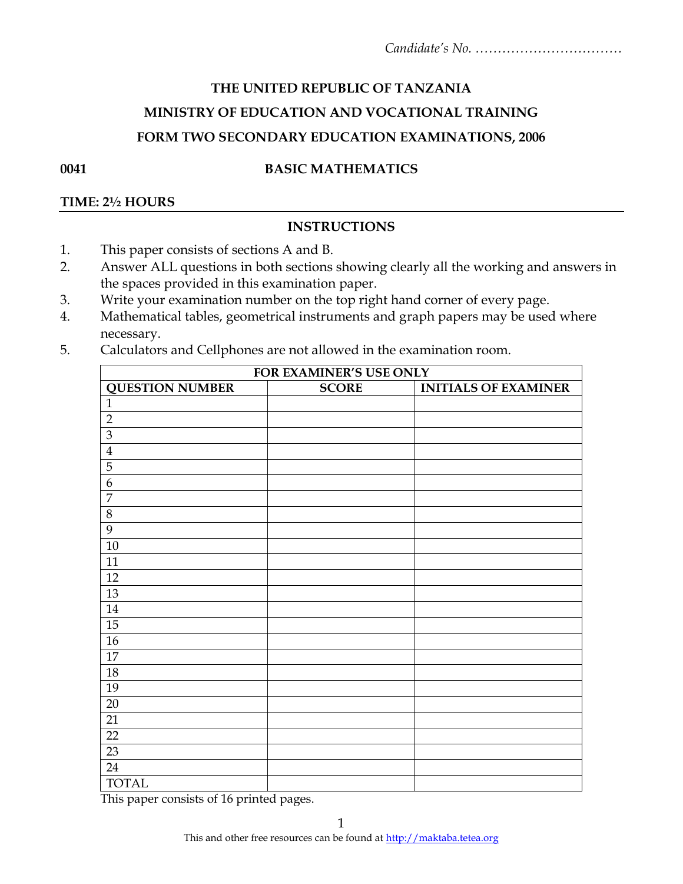*Candidate's No. ……………………………*

**THE UNITED REPUBLIC OF TANZANIA**

**MINISTRY OF EDUCATION AND VOCATIONAL TRAINING**

**FORM TWO SECONDARY EDUCATION EXAMINATIONS, 2006**

**0041 BASIC MATHEMATICS**

**TIME: 2½ HOURS**

**INSTRUCTIONS**

1. This paper consists of sections A and B.
2. Answer ALL questions in both sections showing clearly all the working and answers in the spaces provided in this examination paper.
3. Write your examination number on the top right hand corner of every page.
4. Mathematical tables, geometrical instruments and graph papers may be used where necessary.
5. Calculators and Cellphones are not allowed in the examination room.

| FOR EXAMINER'S USE ONLY | | |
|---|---|---|
| **QUESTION NUMBER** | **SCORE** | **INITIALS OF EXAMINER** |
| 1 | | |
| 2 | | |
| 3 | | |
| 4 | | |
| 5 | | |
| 6 | | |
| 7 | | |
| 8 | | |
| 9 | | |
| 10 | | |
| 11 | | |
| 12 | | |
| 13 | | |
| 14 | | |
| 15 | | |
| 16 | | |
| 17 | | |
| 18 | | |
| 19 | | |
| 20 | | |
| 21 | | |
| 22 | | |
| 23 | | |
| 24 | | |
| TOTAL | | |

This paper consists of 16 printed pages.

This and other free resources can be found at http://maktaba.tetea.org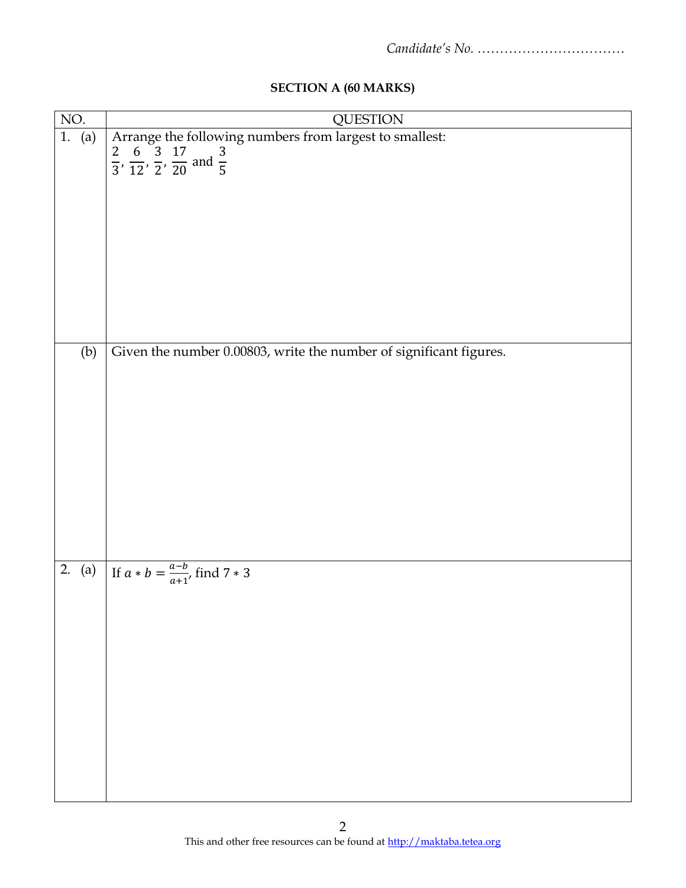Candidate's No. ...............................

**SECTION A (60 MARKS)**

| NO. | QUESTION |
|---|---|
| 1. (a) | Arrange the following numbers from largest to smallest: $\frac{2}{3}, \frac{6}{12}, \frac{3}{2}, \frac{17}{20}$ and $\frac{3}{5}$ |
| (b) | Given the number 0.00803, write the number of significant figures. |
| 2. (a) | If $a * b = \frac{a-b}{a+1}$, find $7 * 3$ |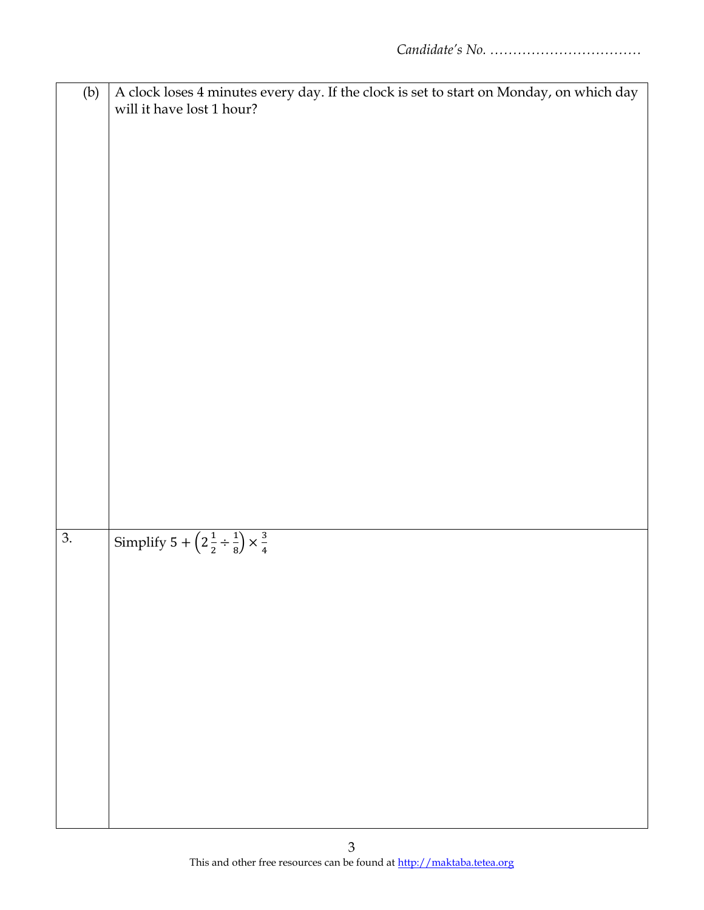Candidate's No. ……………………………

| | |
|---|---|
| (b) | A clock loses 4 minutes every day. If the clock is set to start on Monday, on which day will it have lost 1 hour? |
| 3. | Simplify $5 + \left(2\frac{1}{2} \div \frac{1}{8}\right) \times \frac{3}{4}$ |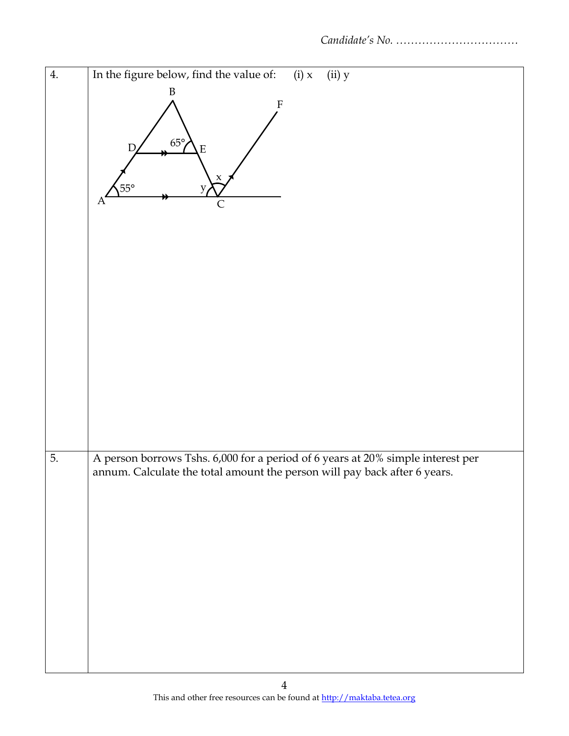Candidate's No. ………………………………

| | |
|---|---|
| 4. | In the figure below, find the value of: (i) x (ii) y |
| 5. | A person borrows Tshs. 6,000 for a period of 6 years at 20% simple interest per annum. Calculate the total amount the person will pay back after 6 years. |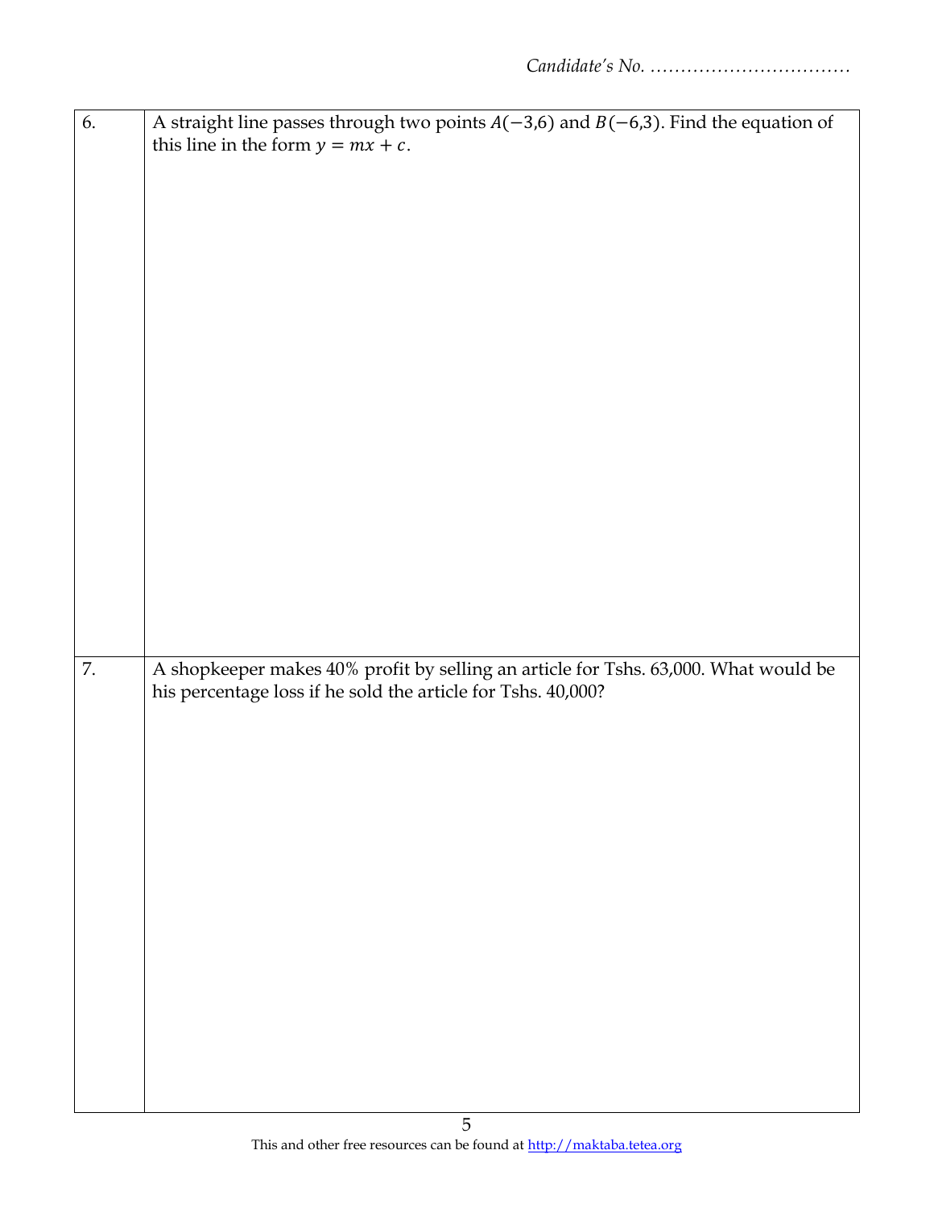Candidate's No. ……………………………

| | |
|---|---|
| 6. | A straight line passes through two points $A(-3,6)$ and $B(-6,3)$. Find the equation of this line in the form $y = mx + c$. |
| 7. | A shopkeeper makes 40% profit by selling an article for Tshs. 63,000. What would be his percentage loss if he sold the article for Tshs. 40,000? |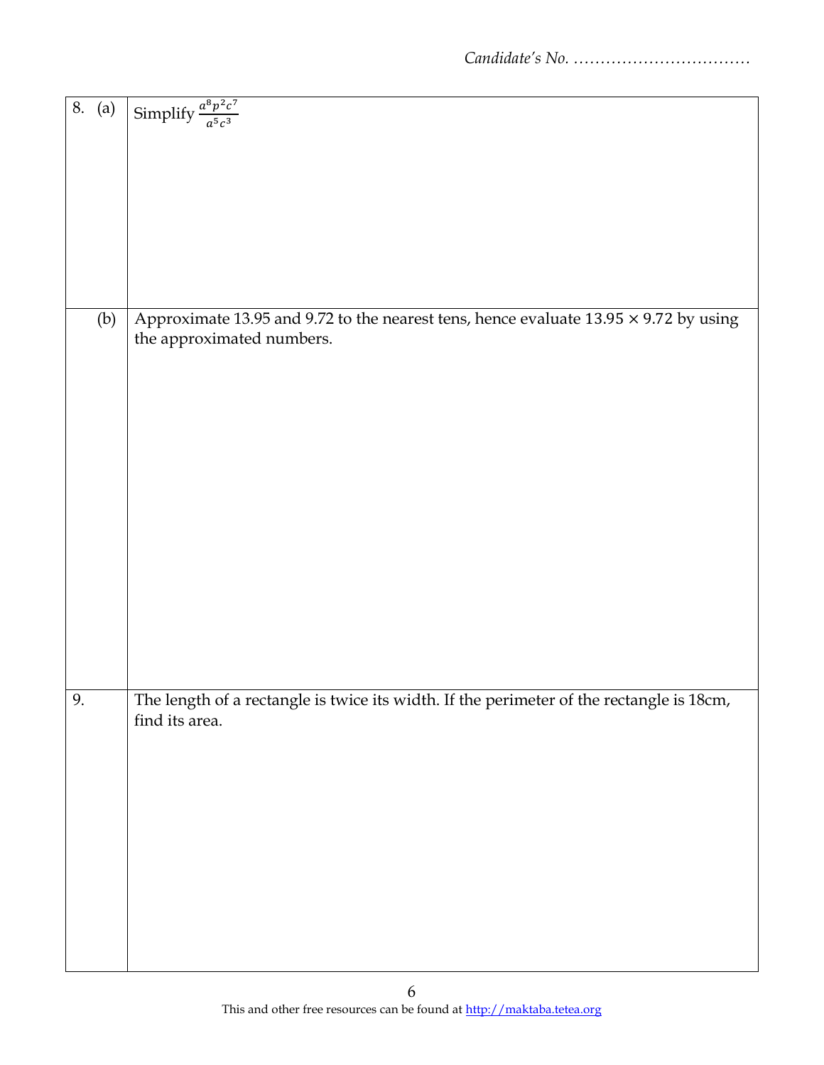Candidate's No. ……………………………

8\. (a) Simplify $\frac{a^8p^2c^7}{a^5c^3}$

(b) Approximate 13.95 and 9.72 to the nearest tens, hence evaluate $13.95 \times 9.72$ by using the approximated numbers.

9\. The length of a rectangle is twice its width. If the perimeter of the rectangle is 18cm, find its area.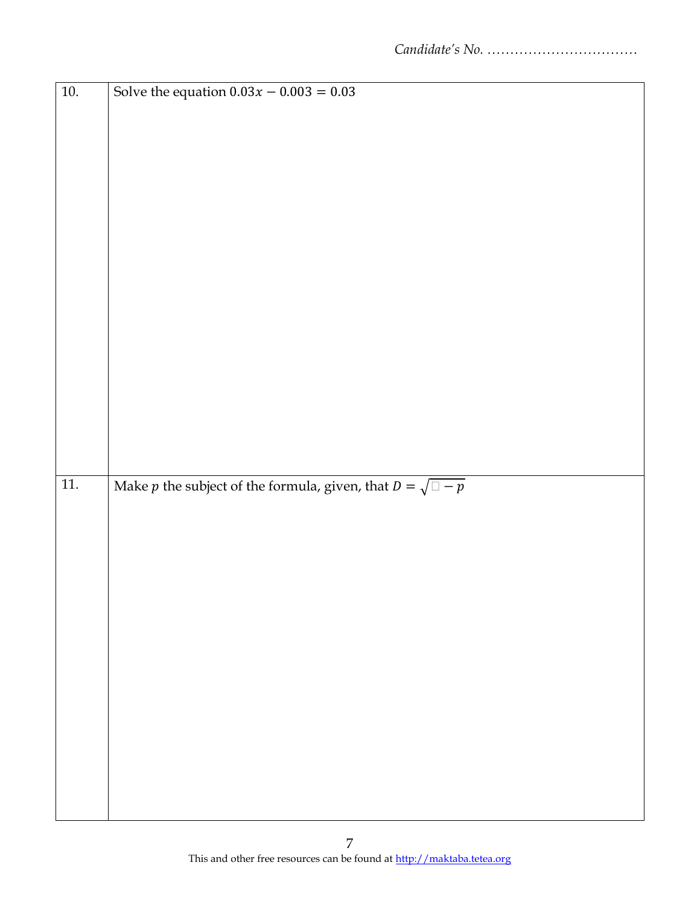Candidate's No. ……………………………

| | |
|---|---|
| 10. | Solve the equation $0.03x - 0.003 = 0.03$ |
| 11. | Make $p$ the subject of the formula, given, that $D = \sqrt{\square - p}$ |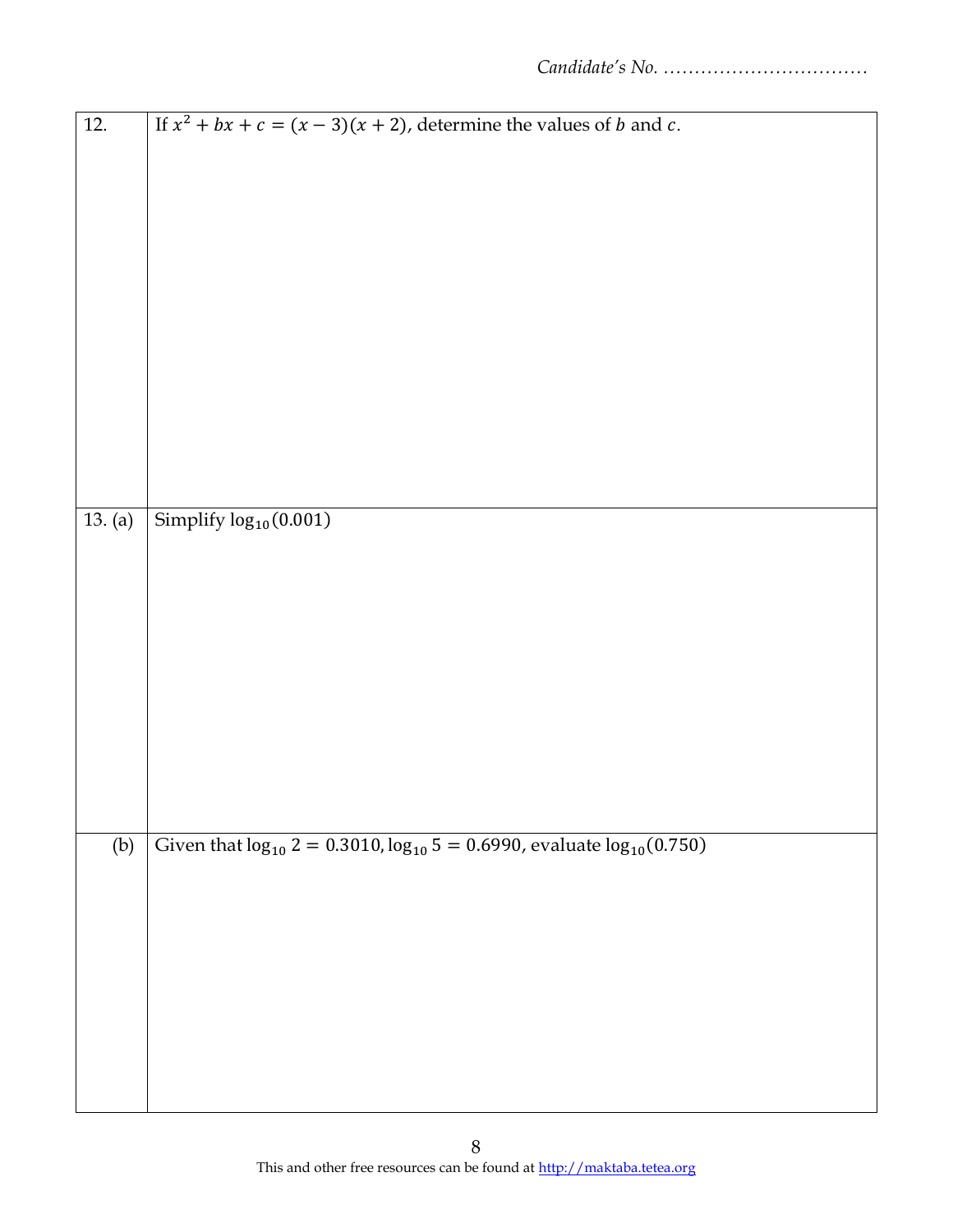Candidate's No. ………………………………

| | |
|---|---|
| 12. | If $x^2 + bx + c = (x - 3)(x + 2)$, determine the values of $b$ and $c$. |
| 13. (a) | Simplify $\log_{10}(0.001)$ |
| (b) | Given that $\log_{10} 2 = 0.3010, \log_{10} 5 = 0.6990$, evaluate $\log_{10}(0.750)$ |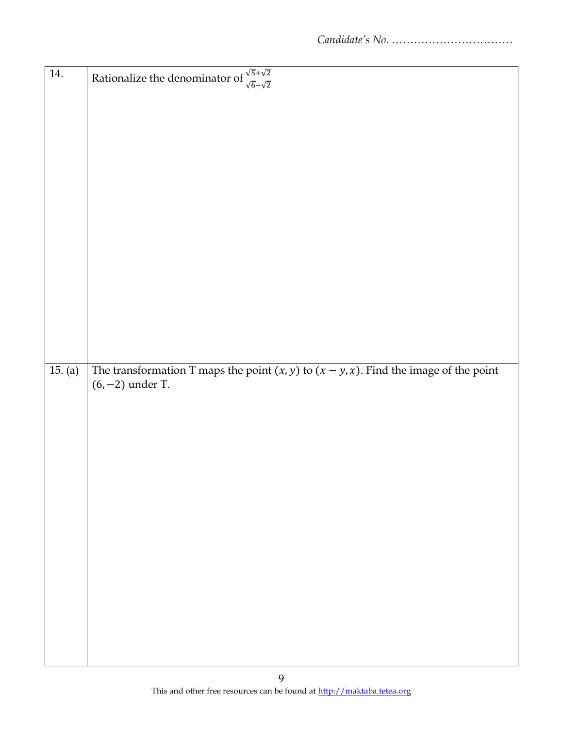*Candidate's No. ……………………………*

| | |
|---|---|
| 14. | Rationalize the denominator of $\frac{\sqrt{5}+\sqrt{2}}{\sqrt{6}-\sqrt{2}}$ |
| 15. (a) | The transformation T maps the point $(x, y)$ to $(x - y, x)$. Find the image of the point $(6, -2)$ under T. |

This and other free resources can be found at http://maktaba.tetea.org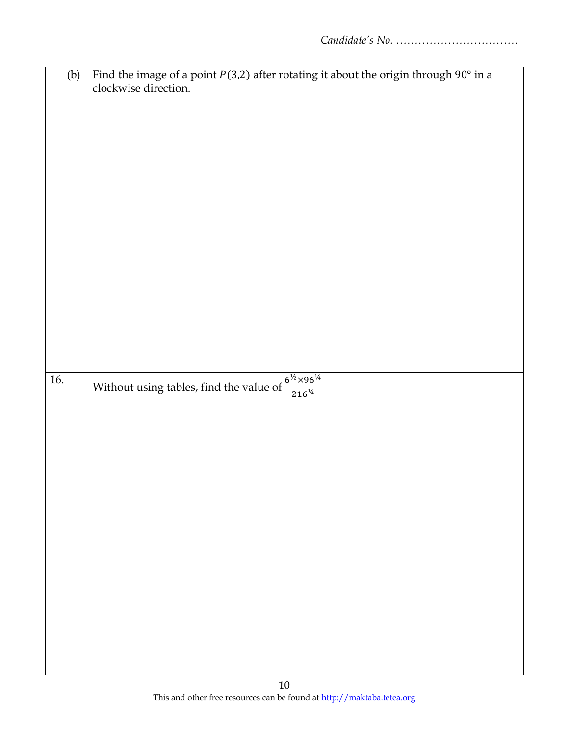Candidate's No. ……………………………

| | |
|---|---|
| (b) | Find the image of a point $P(3,2)$ after rotating it about the origin through 90° in a clockwise direction. |
| 16. | Without using tables, find the value of $\frac{6^{\frac{1}{2}} \times 96^{\frac{1}{4}}}{216^{\frac{1}{4}}}$ |

This and other free resources can be found at http://maktaba.tetea.org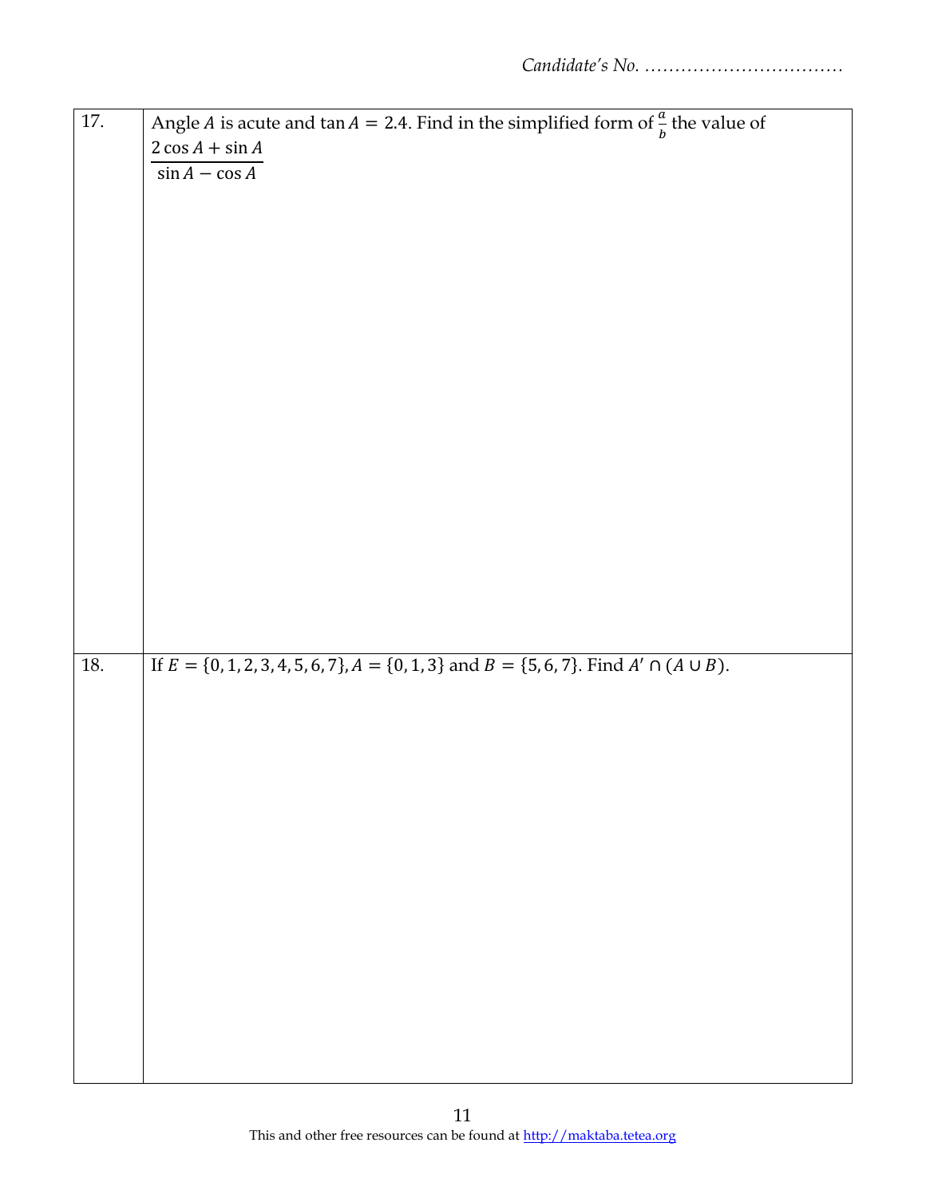Candidate's No. ……………………………

| | |
|---|---|
| 17. | Angle $A$ is acute and $\tan A = 2.4$. Find in the simplified form of $\frac{a}{b}$ the value of $\dfrac{2\cos A + \sin A}{\sin A - \cos A}$ |
| 18. | If $E = \{0, 1, 2, 3, 4, 5, 6, 7\}$, $A = \{0, 1, 3\}$ and $B = \{5, 6, 7\}$. Find $A' \cap (A \cup B)$. |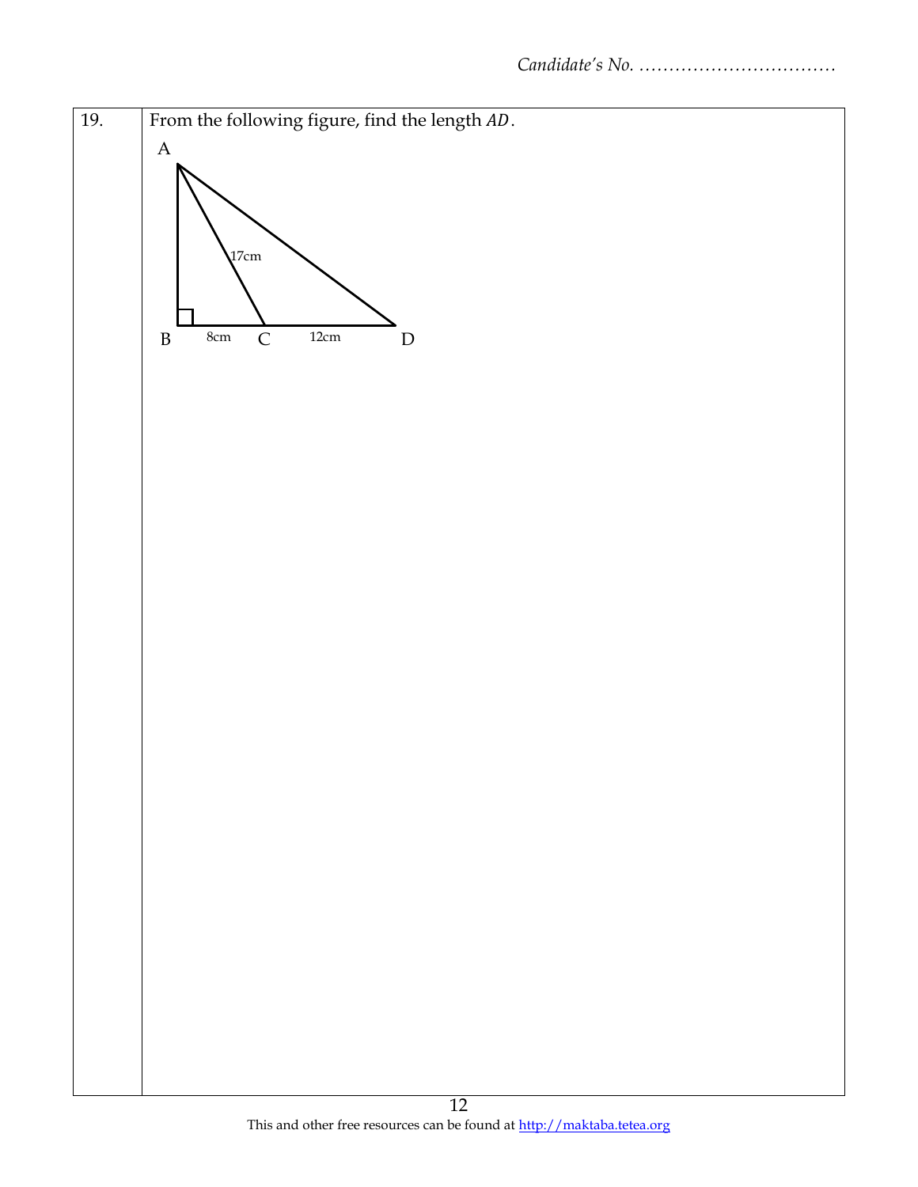Candidate's No. ……………………………

| 19. | From the following figure, find the length $AD$. |
|---|---|

A

17cm

B 8cm C 12cm D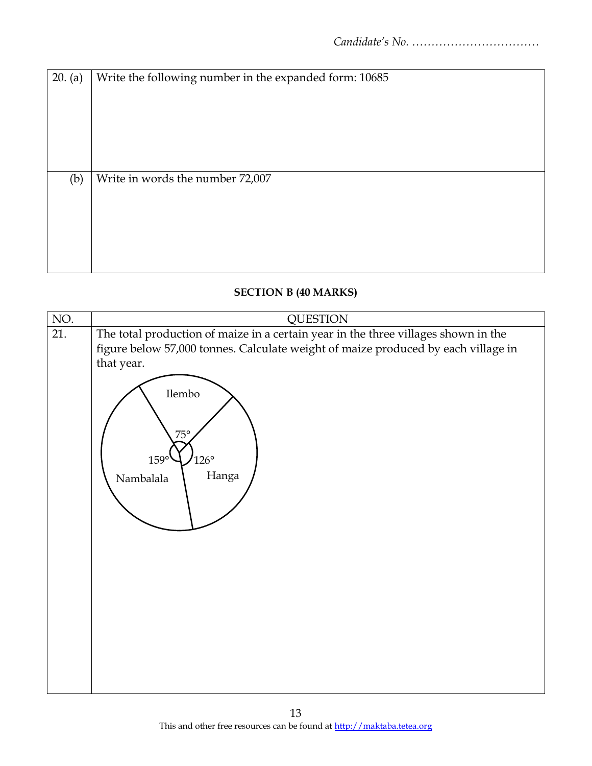*Candidate's No. ……………………………*

| 20. (a) | Write the following number in the expanded form: 10685 |
|---|---|
| (b) | Write in words the number 72,007 |

**SECTION B (40 MARKS)**

| NO. | QUESTION |
|---|---|
| 21. | The total production of maize in a certain year in the three villages shown in the figure below 57,000 tonnes. Calculate weight of maize produced by each village in that year. |

Ilembo 75°

Nambalala 159°

Hanga 126°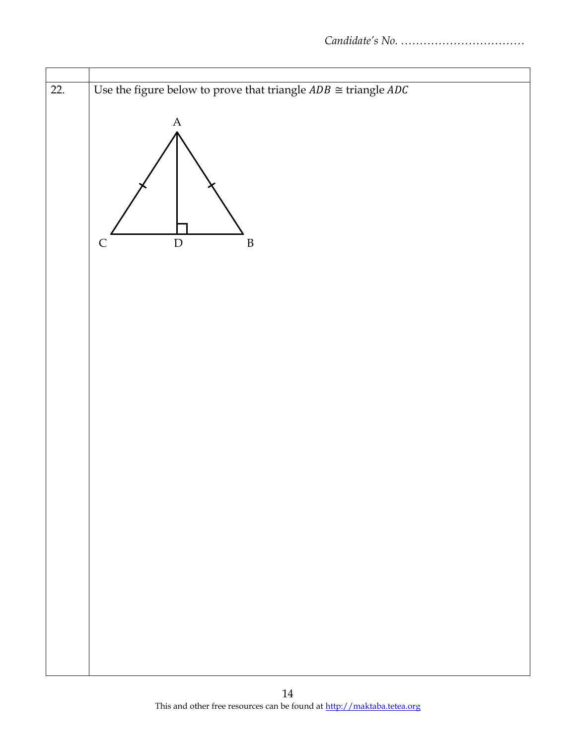Candidate's No. ……………………………

| | |
|---|---|
| 22. | Use the figure below to prove that triangle $ADB \cong$ triangle $ADC$ |

A

C D B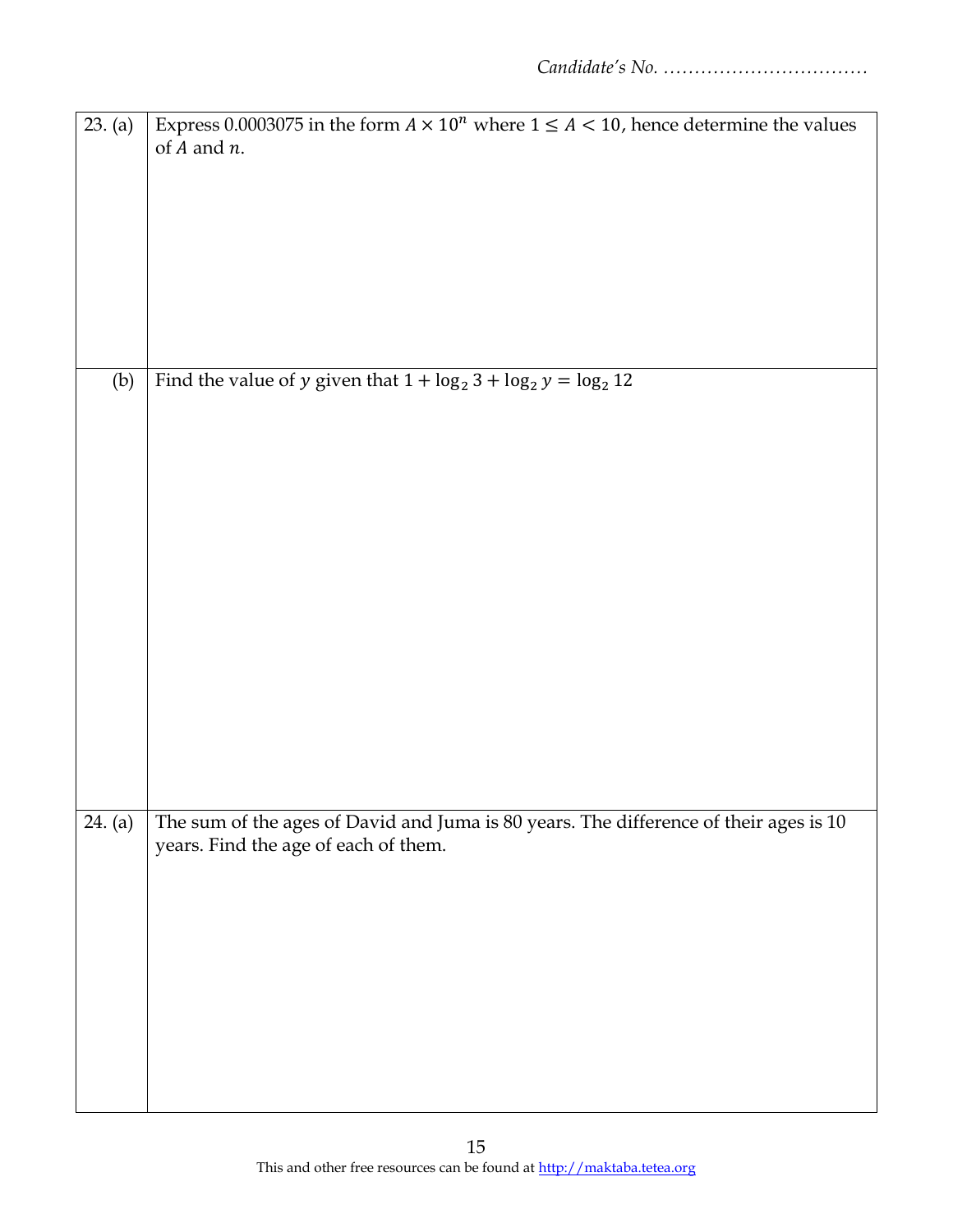Candidate's No. ……………………………

| | |
|---|---|
| 23. (a) | Express 0.0003075 in the form $A \times 10^n$ where $1 \leq A < 10$, hence determine the values of $A$ and $n$. |
| (b) | Find the value of $y$ given that $1 + \log_2 3 + \log_2 y = \log_2 12$ |
| 24. (a) | The sum of the ages of David and Juma is 80 years. The difference of their ages is 10 years. Find the age of each of them. |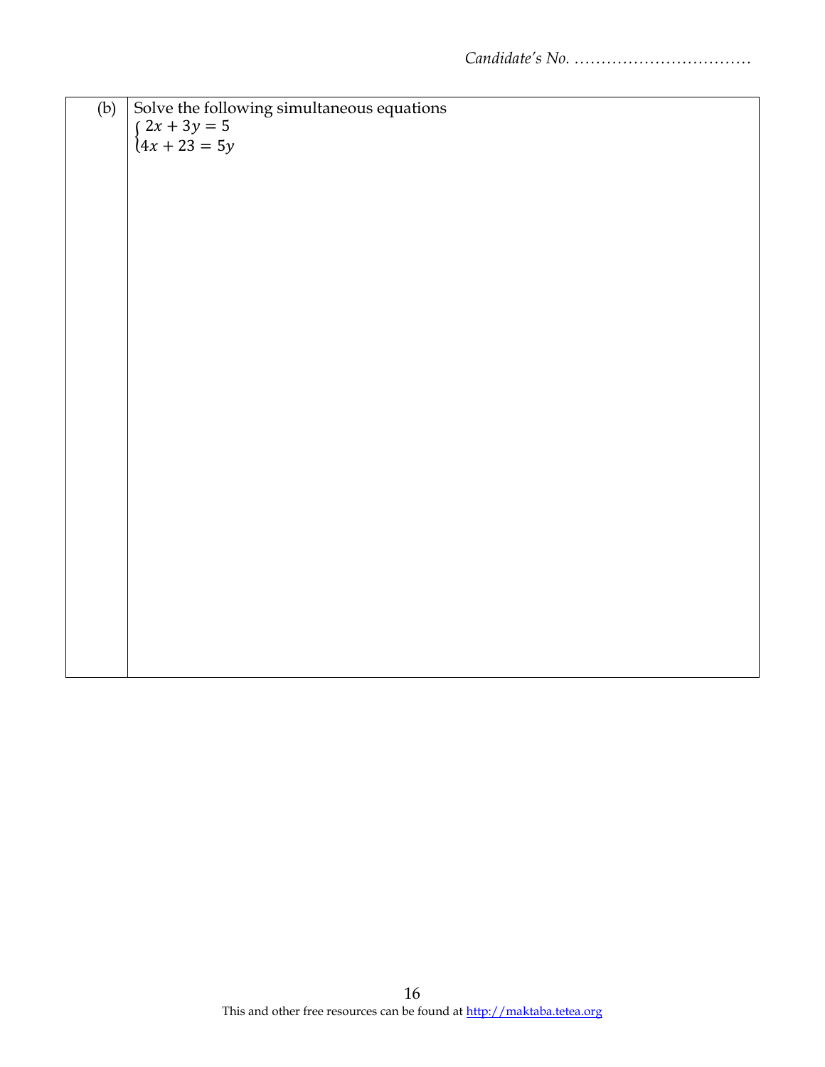*Candidate's No. ……………………………*

| | |
|---|---|
| (b) | Solve the following simultaneous equations $\begin{cases} 2x + 3y = 5 \\ 4x + 23 = 5y \end{cases}$ |